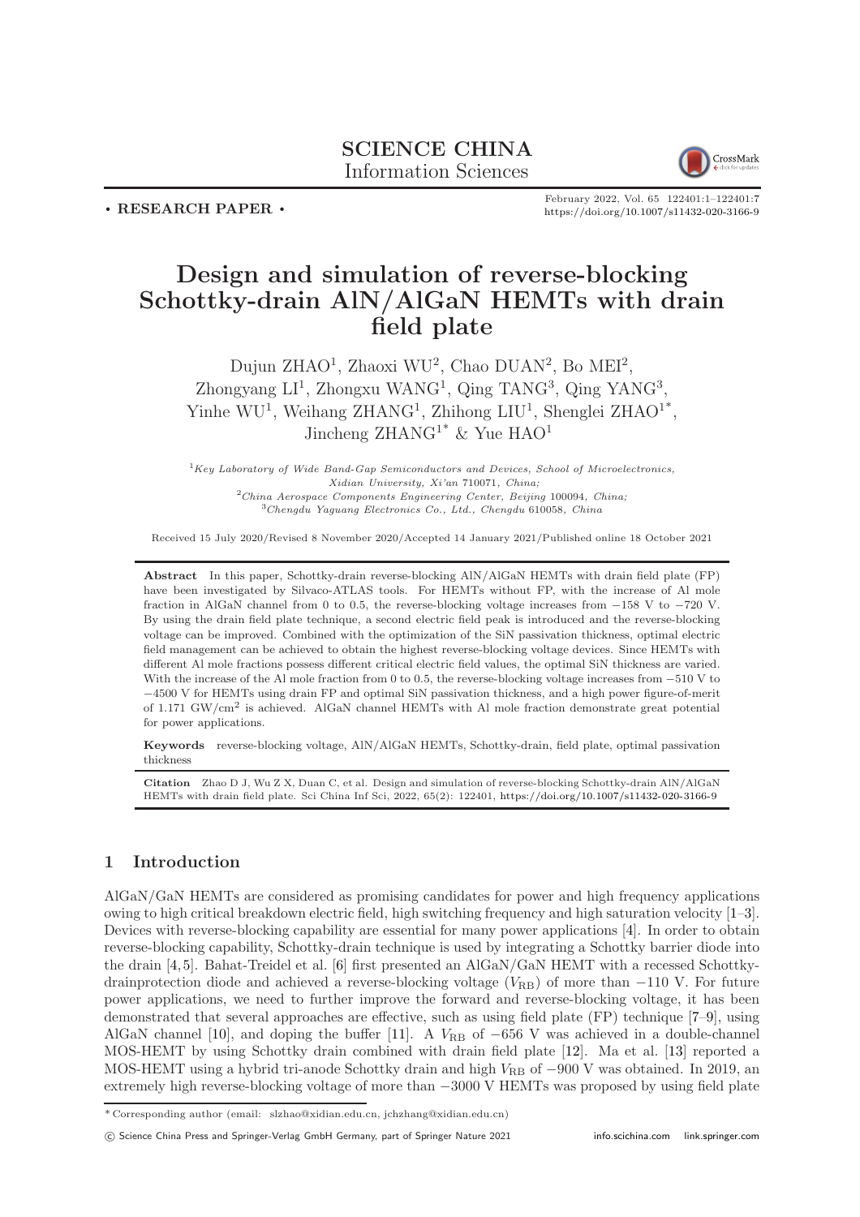**SCIENCE CHINA**
Information Sciences

• RESEARCH PAPER •

February 2022, Vol. 65 122401:1–122401:7
https://doi.org/10.1007/s11432-020-3166-9

# Design and simulation of reverse-blocking Schottky-drain AlN/AlGaN HEMTs with drain field plate

Dujun ZHAO[1], Zhaoxi WU[2], Chao DUAN[2], Bo MEI[2], Zhongyang LI[1], Zhongxu WANG[1], Qing TANG[3], Qing YANG[3], Yinhe WU[1], Weihang ZHANG[1], Zhihong LIU[1], Shenglei ZHAO[1*], Jincheng ZHANG[1*] & Yue HAO[1]

[1]*Key Laboratory of Wide Band-Gap Semiconductors and Devices, School of Microelectronics, Xidian University, Xi'an* 710071*, China;*
[2]*China Aerospace Components Engineering Center, Beijing* 100094*, China;*
[3]*Chengdu Yaguang Electronics Co., Ltd., Chengdu* 610058*, China*

Received 15 July 2020/Revised 8 November 2020/Accepted 14 January 2021/Published online 18 October 2021

**Abstract** In this paper, Schottky-drain reverse-blocking AlN/AlGaN HEMTs with drain field plate (FP) have been investigated by Silvaco-ATLAS tools. For HEMTs without FP, with the increase of Al mole fraction in AlGaN channel from 0 to 0.5, the reverse-blocking voltage increases from −158 V to −720 V. By using the drain field plate technique, a second electric field peak is introduced and the reverse-blocking voltage can be improved. Combined with the optimization of the SiN passivation thickness, optimal electric field management can be achieved to obtain the highest reverse-blocking voltage devices. Since HEMTs with different Al mole fractions possess different critical electric field values, the optimal SiN thickness are varied. With the increase of the Al mole fraction from 0 to 0.5, the reverse-blocking voltage increases from −510 V to −4500 V for HEMTs using drain FP and optimal SiN passivation thickness, and a high power figure-of-merit of 1.171 GW/cm$^2$ is achieved. AlGaN channel HEMTs with Al mole fraction demonstrate great potential for power applications.

**Keywords** reverse-blocking voltage, AlN/AlGaN HEMTs, Schottky-drain, field plate, optimal passivation thickness

**Citation** Zhao D J, Wu Z X, Duan C, et al. Design and simulation of reverse-blocking Schottky-drain AlN/AlGaN HEMTs with drain field plate. Sci China Inf Sci, 2022, 65(2): 122401, https://doi.org/10.1007/s11432-020-3166-9

## 1 Introduction

AlGaN/GaN HEMTs are considered as promising candidates for power and high frequency applications owing to high critical breakdown electric field, high switching frequency and high saturation velocity [1–3]. Devices with reverse-blocking capability are essential for many power applications [4]. In order to obtain reverse-blocking capability, Schottky-drain technique is used by integrating a Schottky barrier diode into the drain [4, 5]. Bahat-Treidel et al. [6] first presented an AlGaN/GaN HEMT with a recessed Schottky-drainprotection diode and achieved a reverse-blocking voltage ($V_{\rm RB}$) of more than −110 V. For future power applications, we need to further improve the forward and reverse-blocking voltage, it has been demonstrated that several approaches are effective, such as using field plate (FP) technique [7–9], using AlGaN channel [10], and doping the buffer [11]. A $V_{\rm RB}$ of −656 V was achieved in a double-channel MOS-HEMT by using Schottky drain combined with drain field plate [12]. Ma et al. [13] reported a MOS-HEMT using a hybrid tri-anode Schottky drain and high $V_{\rm RB}$ of −900 V was obtained. In 2019, an extremely high reverse-blocking voltage of more than −3000 V HEMTs was proposed by using field plate

\* Corresponding author (email: slzhao@xidian.edu.cn, jchzhang@xidian.edu.cn)

© Science China Press and Springer-Verlag GmbH Germany, part of Springer Nature 2021 info.scichina.com link.springer.com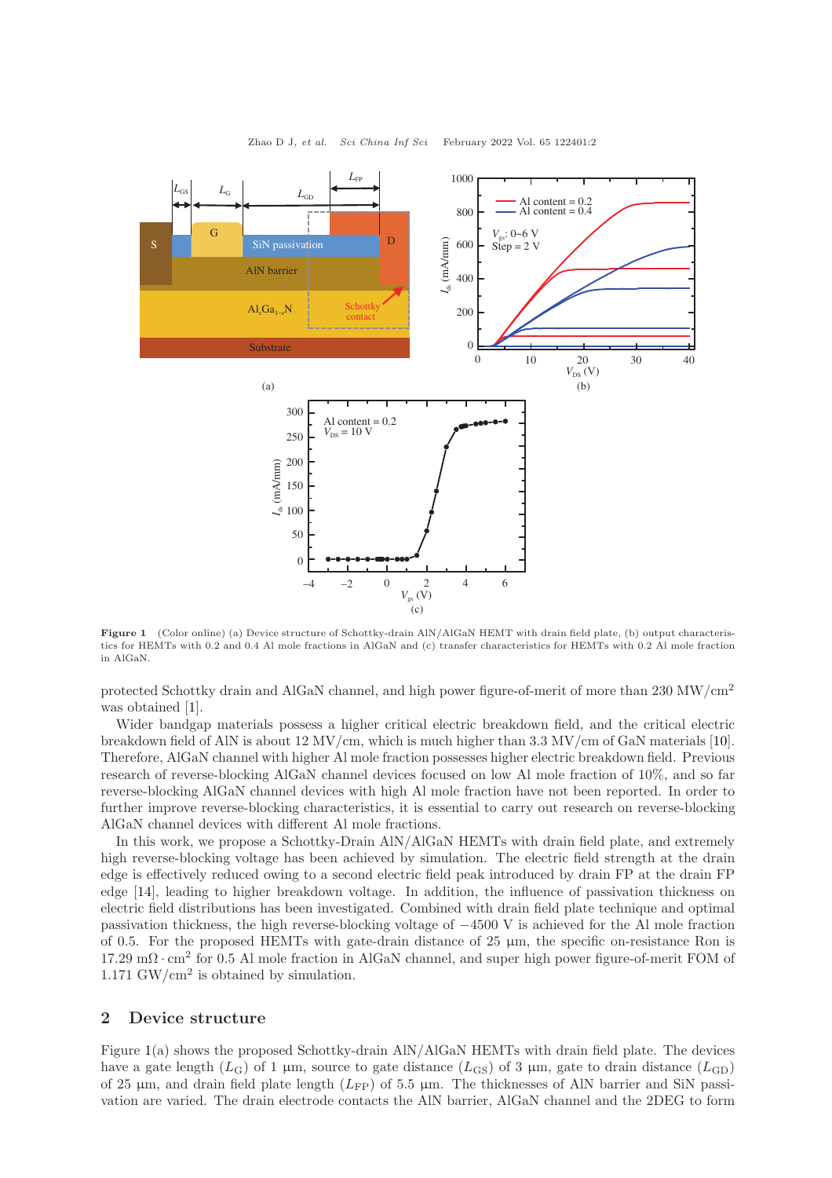Figure 1 (Color online) (a) Device structure of Schottky-drain AlN/AlGaN HEMT with drain field plate, (b) output characteristics for HEMTs with 0.2 and 0.4 Al mole fractions in AlGaN and (c) transfer characteristics for HEMTs with 0.2 Al mole fraction in AlGaN.

protected Schottky drain and AlGaN channel, and high power figure-of-merit of more than 230 $\mathrm{MW/cm^2}$ was obtained [1].

Wider bandgap materials possess a higher critical electric breakdown field, and the critical electric breakdown field of AlN is about 12 MV/cm, which is much higher than 3.3 MV/cm of GaN materials [10]. Therefore, AlGaN channel with higher Al mole fraction possesses higher electric breakdown field. Previous research of reverse-blocking AlGaN channel devices focused on low Al mole fraction of 10%, and so far reverse-blocking AlGaN channel devices with high Al mole fraction have not been reported. In order to further improve reverse-blocking characteristics, it is essential to carry out research on reverse-blocking AlGaN channel devices with different Al mole fractions.

In this work, we propose a Schottky-Drain AlN/AlGaN HEMTs with drain field plate, and extremely high reverse-blocking voltage has been achieved by simulation. The electric field strength at the drain edge is effectively reduced owing to a second electric field peak introduced by drain FP at the drain FP edge [14], leading to higher breakdown voltage. In addition, the influence of passivation thickness on electric field distributions has been investigated. Combined with drain field plate technique and optimal passivation thickness, the high reverse-blocking voltage of $-4500$ V is achieved for the Al mole fraction of 0.5. For the proposed HEMTs with gate-drain distance of 25 μm, the specific on-resistance Ron is 17.29 $\mathrm{m\Omega \cdot cm^2}$ for 0.5 Al mole fraction in AlGaN channel, and super high power figure-of-merit FOM of 1.171 $\mathrm{GW/cm^2}$ is obtained by simulation.

## 2 Device structure

Figure 1(a) shows the proposed Schottky-drain AlN/AlGaN HEMTs with drain field plate. The devices have a gate length ($L_{\mathrm{G}}$) of 1 μm, source to gate distance ($L_{\mathrm{GS}}$) of 3 μm, gate to drain distance ($L_{\mathrm{GD}}$) of 25 μm, and drain field plate length ($L_{\mathrm{FP}}$) of 5.5 μm. The thicknesses of AlN barrier and SiN passivation are varied. The drain electrode contacts the AlN barrier, AlGaN channel and the 2DEG to form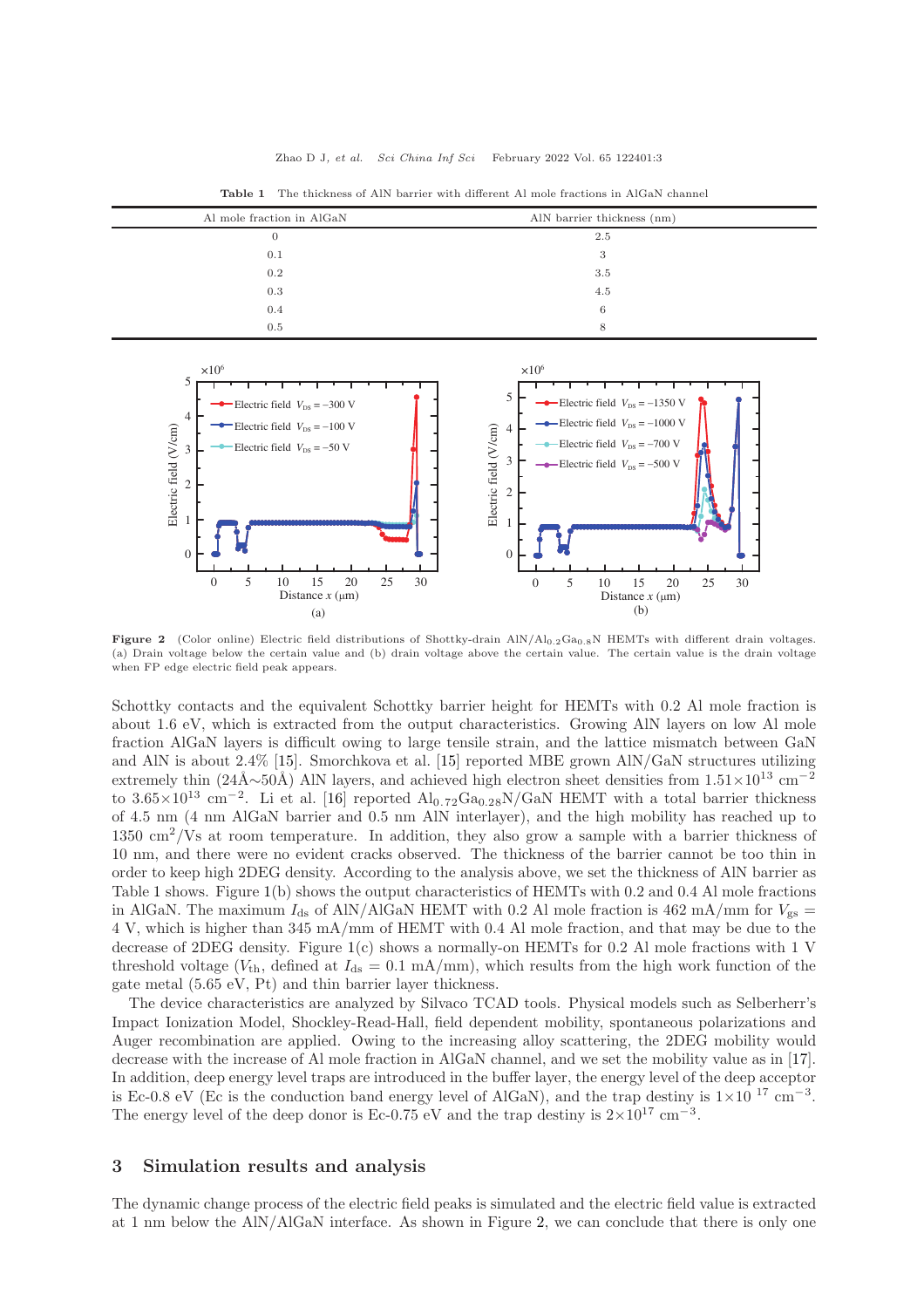**Table 1** The thickness of AlN barrier with different Al mole fractions in AlGaN channel

| Al mole fraction in AlGaN | AlN barrier thickness (nm) |
|---|---|
| 0 | 2.5 |
| 0.1 | 3 |
| 0.2 | 3.5 |
| 0.3 | 4.5 |
| 0.4 | 6 |
| 0.5 | 8 |

×10⁶
Electric field (V/cm)
Electric field $V_{DS}$ = −300 V
Electric field $V_{DS}$ = −100 V
Electric field $V_{DS}$ = −50 V
Distance x (μm)
(a)

×10⁶
Electric field (V/cm)
Electric field $V_{DS}$ = −1350 V
Electric field $V_{DS}$ = −1000 V
Electric field $V_{DS}$ = −700 V
Electric field $V_{DS}$ = −500 V
Distance x (μm)
(b)

**Figure 2** (Color online) Electric field distributions of Shottky-drain $AlN/Al_{0.2}Ga_{0.8}N$ HEMTs with different drain voltages. (a) Drain voltage below the certain value and (b) drain voltage above the certain value. The certain value is the drain voltage when FP edge electric field peak appears.

Schottky contacts and the equivalent Schottky barrier height for HEMTs with 0.2 Al mole fraction is about 1.6 eV, which is extracted from the output characteristics. Growing AlN layers on low Al mole fraction AlGaN layers is difficult owing to large tensile strain, and the lattice mismatch between GaN and AlN is about 2.4% [15]. Smorchkova et al. [15] reported MBE grown AlN/GaN structures utilizing extremely thin (24Å∼50Å) AlN layers, and achieved high electron sheet densities from $1.51\times10^{13}$ $cm^{-2}$ to $3.65\times10^{13}$ $cm^{-2}$. Li et al. [16] reported $Al_{0.72}Ga_{0.28}N/GaN$ HEMT with a total barrier thickness of 4.5 nm (4 nm AlGaN barrier and 0.5 nm AlN interlayer), and the high mobility has reached up to 1350 $cm^2/Vs$ at room temperature. In addition, they also grow a sample with a barrier thickness of 10 nm, and there were no evident cracks observed. The thickness of the barrier cannot be too thin in order to keep high 2DEG density. According to the analysis above, we set the thickness of AlN barrier as Table 1 shows. Figure 1(b) shows the output characteristics of HEMTs with 0.2 and 0.4 Al mole fractions in AlGaN. The maximum $I_{ds}$ of AlN/AlGaN HEMT with 0.2 Al mole fraction is 462 mA/mm for $V_{gs}$ = 4 V, which is higher than 345 mA/mm of HEMT with 0.4 Al mole fraction, and that may be due to the decrease of 2DEG density. Figure 1(c) shows a normally-on HEMTs for 0.2 Al mole fractions with 1 V threshold voltage ($V_{th}$, defined at $I_{ds}$ = 0.1 mA/mm), which results from the high work function of the gate metal (5.65 eV, Pt) and thin barrier layer thickness.

The device characteristics are analyzed by Silvaco TCAD tools. Physical models such as Selberherr's Impact Ionization Model, Shockley-Read-Hall, field dependent mobility, spontaneous polarizations and Auger recombination are applied. Owing to the increasing alloy scattering, the 2DEG mobility would decrease with the increase of Al mole fraction in AlGaN, and we set the mobility value as in [17]. In addition, deep energy level traps are introduced in the buffer layer, the energy level of the deep acceptor is Ec-0.8 eV (Ec is the conduction band energy level of AlGaN), and the trap destiny is $1\times10^{17}$ $cm^{-3}$. The energy level of the deep donor is Ec-0.75 eV and the trap destiny is $2\times10^{17}$ $cm^{-3}$.

## 3 Simulation results and analysis

The dynamic change process of the electric field peaks is simulated and the electric field value is extracted at 1 nm below the AlN/AlGaN interface. As shown in Figure 2, we can conclude that there is only one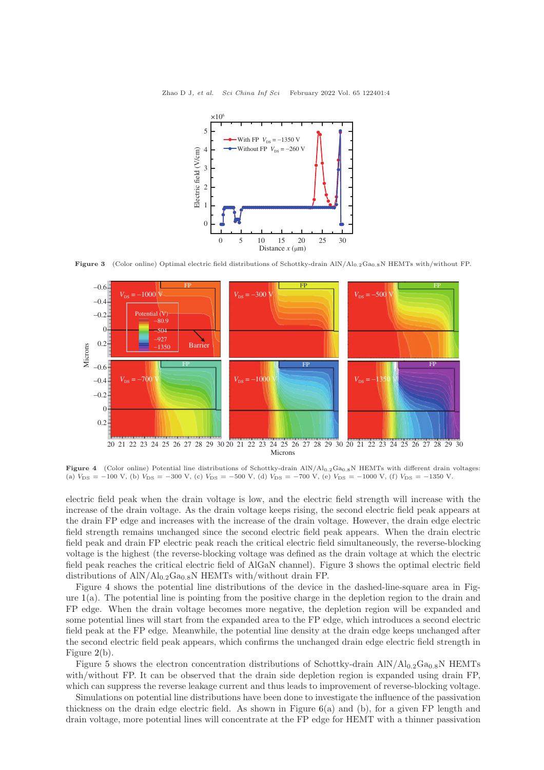×10^6

5
4
3
2
1
0

Electric field (V/cm)

With FP $V_{DS}$ = −1350 V
Without FP $V_{DS}$ = −260 V

0 5 10 15 20 25 30
Distance x (μm)

**Figure 3** (Color online) Optimal electric field distributions of Schottky-drain AlN/$Al_{0.2}Ga_{0.8}N$ HEMTs with/without FP.

FP
$V_{DS}$ = −1000 V
Potential (V)
−80.9
−504
−927
−1350
Barrier

FP
$V_{DS}$ = −300 V

FP
$V_{DS}$ = −500 V

FP
$V_{DS}$ = −700 V

FP
$V_{DS}$ = −1000 V

FP
$V_{DS}$ = −1350 V

Microns
−0.6
−0.4
−0.2
0
0.2

20 21 22 23 24 25 26 27 28 29 30 20 21 22 23 24 25 26 27 28 29 30 20 21 22 23 24 25 26 27 28 29 30
Microns

**Figure 4** (Color online) Potential line distributions of Schottky-drain AlN/$Al_{0.2}Ga_{0.8}N$ HEMTs with different drain voltages: (a) $V_{DS}$ = −100 V, (b) $V_{DS}$ = −300 V, (c) $V_{DS}$ = −500 V, (d) $V_{DS}$ = −700 V, (e) $V_{DS}$ = −1000 V, (f) $V_{DS}$ = −1350 V.

electric field peak when the drain voltage is low, and the electric field strength will increase with the increase of the drain voltage. As the drain voltage keeps rising, the second electric field peak appears at the drain FP edge and increases with the increase of the drain voltage. However, the drain edge electric field strength remains unchanged since the second electric field peak appears. When the drain electric field peak and drain FP electric peak reach the critical electric field simultaneously, the reverse-blocking voltage is the highest (the reverse-blocking voltage was defined as the drain voltage at which the electric field peak reaches the critical electric field of AlGaN channel). Figure 3 shows the optimal electric field distributions of AlN/$Al_{0.2}Ga_{0.8}N$ HEMTs with/without drain FP.

Figure 4 shows the potential line distributions of the device in the dashed-line-square area in Figure 1(a). The potential line is pointing from the positive charge in the depletion region to the drain and FP edge. When the drain voltage becomes more negative, the depletion region will be expanded and some potential lines will start from the expanded area to the FP edge, which introduces a second electric field peak at the FP edge. Meanwhile, the potential line density at the drain edge keeps unchanged after the second electric field peak appears, which confirms the unchanged drain edge electric field strength in Figure 2(b).

Figure 5 shows the electron concentration distributions of Schottky-drain AlN/$Al_{0.2}Ga_{0.8}N$ HEMTs with/without FP. It can be observed that the drain side depletion region is expanded using drain FP, which can suppress the reverse leakage current and thus leads to improvement of reverse-blocking voltage.

Simulations on potential line distributions have been done to investigate the influence of the passivation thickness on the drain edge electric field. As shown in Figure 6(a) and (b), for a given FP length and drain voltage, more potential lines will concentrate at the FP edge for HEMT with a thinner passivation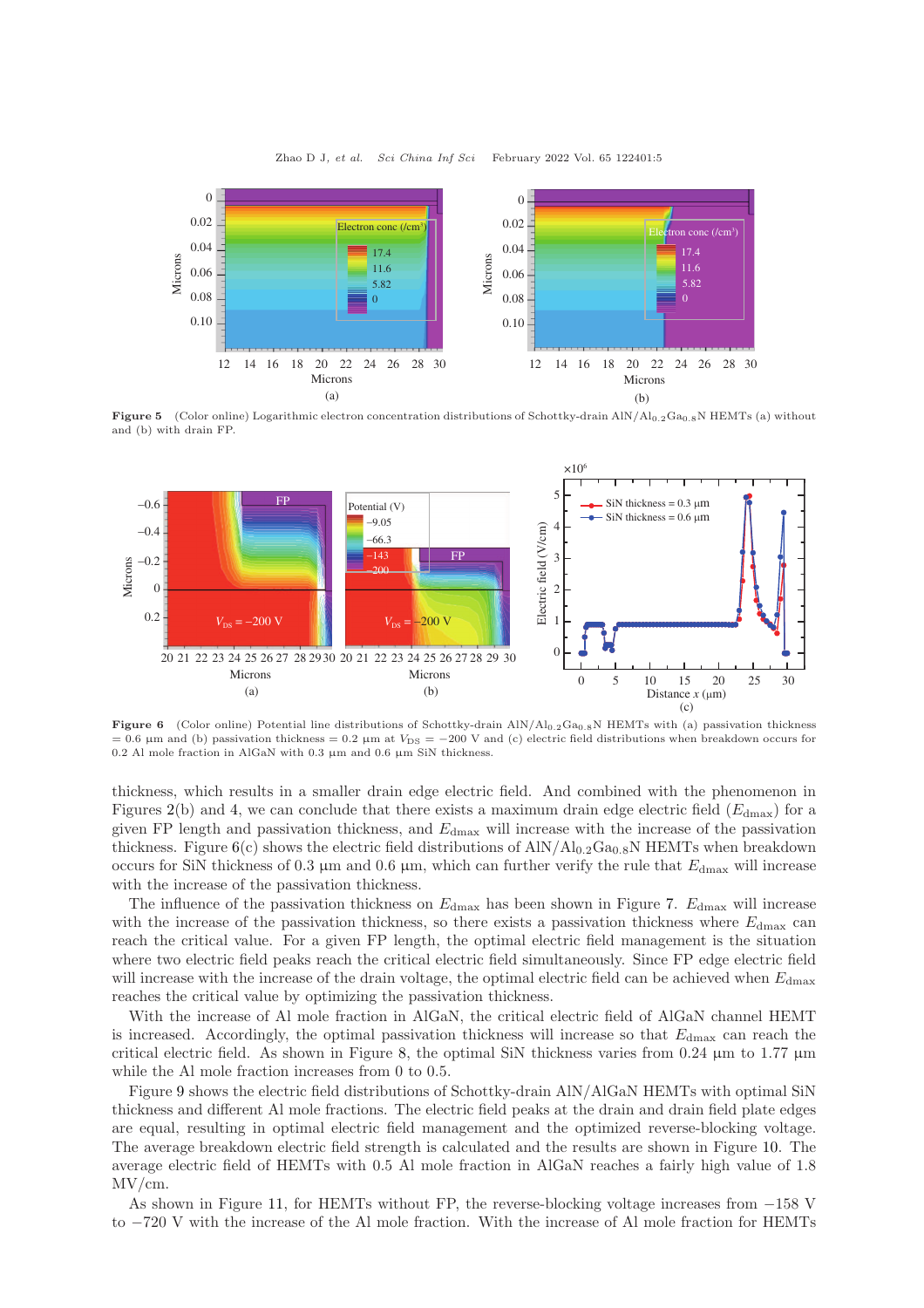**Figure 5** (Color online) Logarithmic electron concentration distributions of Schottky-drain $AlN/Al_{0.2}Ga_{0.8}N$ HEMTs (a) without and (b) with drain FP.

**Figure 6** (Color online) Potential line distributions of Schottky-drain $AlN/Al_{0.2}Ga_{0.8}N$ HEMTs with (a) passivation thickness = 0.6 µm and (b) passivation thickness = 0.2 µm at $V_{DS}$ = −200 V and (c) electric field distributions when breakdown occurs for 0.2 Al mole fraction in AlGaN with 0.3 µm and 0.6 µm SiN thickness.

thickness, which results in a smaller drain edge electric field. And combined with the phenomenon in Figures 2(b) and 4, we can conclude that there exists a maximum drain edge electric field ($E_{dmax}$) for a given FP length and passivation thickness, and $E_{dmax}$ will increase with the increase of the passivation thickness. Figure 6(c) shows the electric field distributions of $AlN/Al_{0.2}Ga_{0.8}N$ HEMTs when breakdown occurs for SiN thickness of 0.3 µm and 0.6 µm, which can further verify the rule that $E_{dmax}$ will increase with the increase of the passivation thickness.

The influence of the passivation thickness on $E_{dmax}$ has been shown in Figure 7. $E_{dmax}$ will increase with the increase of the passivation thickness, so there exists a passivation thickness where $E_{dmax}$ can reach the critical value. For a given FP length, the optimal electric field management is the situation where two electric field peaks reach the critical electric field simultaneously. Since FP edge electric field will increase with the increase of the drain voltage, the optimal electric field can be achieved when $E_{dmax}$ reaches the critical value by optimizing the passivation thickness.

With the increase of Al mole fraction in AlGaN, the critical electric field of AlGaN channel HEMT is increased. Accordingly, the optimal passivation thickness will increase so that $E_{dmax}$ can reach the critical electric field. As shown in Figure 8, the optimal SiN thickness varies from 0.24 µm to 1.77 µm while the Al mole fraction increases from 0 to 0.5.

Figure 9 shows the electric field distributions of Schottky-drain AlN/AlGaN HEMTs with optimal SiN thickness and different Al mole fractions. The electric field peaks at the drain and drain field plate edges are equal, resulting in optimal electric field management and the optimized reverse-blocking voltage. The average breakdown electric field strength is calculated and the results are shown in Figure 10. The average electric field of HEMTs with 0.5 Al mole fraction in AlGaN reaches a fairly high value of 1.8 MV/cm.

As shown in Figure 11, for HEMTs without FP, the reverse-blocking voltage increases from −158 V to −720 V with the increase of the Al mole fraction. With the increase of Al mole fraction for HEMTs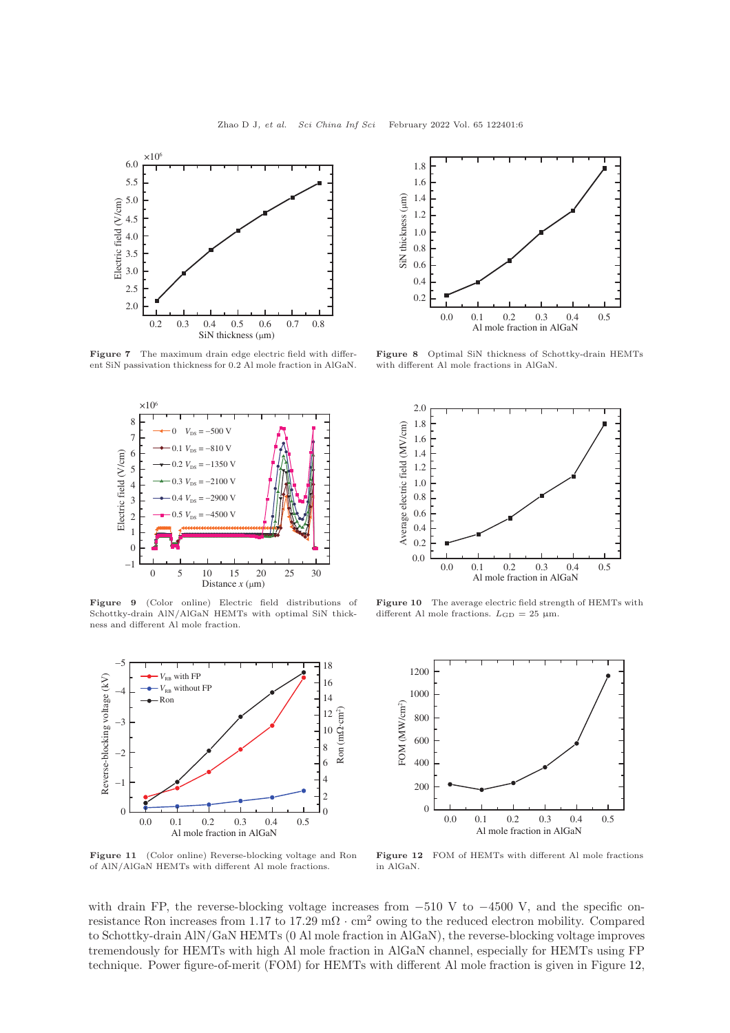×10^6

6.0
5.5
5.0
4.5
4.0
3.5
3.0
2.5
2.0

Electric field (V/cm)

0.2 0.3 0.4 0.5 0.6 0.7 0.8

SiN thickness (μm)

**Figure 7** The maximum drain edge electric field with different SiN passivation thickness for 0.2 Al mole fraction in AlGaN.

1.8
1.6
1.4
1.2
1.0
0.8
0.6
0.4
0.2

SiN thickness (μm)

0.0 0.1 0.2 0.3 0.4 0.5

Al mole fraction in AlGaN

**Figure 8** Optimal SiN thickness of Schottky-drain HEMTs with different Al mole fractions in AlGaN.

×10^6

8
7
6
5
4
3
2
1
0
−1

Electric field (V/cm)

0 $V_{DS}$ = −500 V
0.1 $V_{DS}$ = −810 V
0.2 $V_{DS}$ = −1350 V
0.3 $V_{DS}$ = −2100 V
0.4 $V_{DS}$ = −2900 V
0.5 $V_{DS}$ = −4500 V

0 5 10 15 20 25 30

Distance x (μm)

**Figure 9** (Color online) Electric field distributions of Schottky-drain AlN/AlGaN HEMTs with optimal SiN thickness and different Al mole fraction.

2.0
1.8
1.6
1.4
1.2
1.0
0.8
0.6
0.4
0.2
0.0

Average electric field (MV/cm)

0.0 0.1 0.2 0.3 0.4 0.5

Al mole fraction in AlGaN

**Figure 10** The average electric field strength of HEMTs with different Al mole fractions. $L_{GD}$ = 25 μm.

−5
−4
−3
−2
−1
0

Reverse-blocking voltage (kV)

$V_{RB}$ with FP
$V_{RB}$ without FP
Ron

18
16
14
12
10
8
6
4
2
0

Ron (mΩ·cm²)

0.0 0.1 0.2 0.3 0.4 0.5

Al mole fraction in AlGaN

**Figure 11** (Color online) Reverse-blocking voltage and Ron of AlN/AlGaN HEMTs with different Al mole fractions.

1200
1000
800
600
400
200
0

FOM (MW/cm²)

0.0 0.1 0.2 0.3 0.4 0.5

Al mole fraction in AlGaN

**Figure 12** FOM of HEMTs with different Al mole fractions in AlGaN.

with drain FP, the reverse-blocking voltage increases from −510 V to −4500 V, and the specific on-resistance Ron increases from 1.17 to 17.29 $m\Omega \cdot cm^2$ owing to the reduced electron mobility. Compared to Schottky-drain AlN/GaN HEMTs (0 Al mole fraction in AlGaN), the reverse-blocking voltage improves tremendously for HEMTs with high Al mole fraction in AlGaN channel, especially for HEMTs using FP technique. Power figure-of-merit (FOM) for HEMTs with different Al mole fraction is given in Figure 12,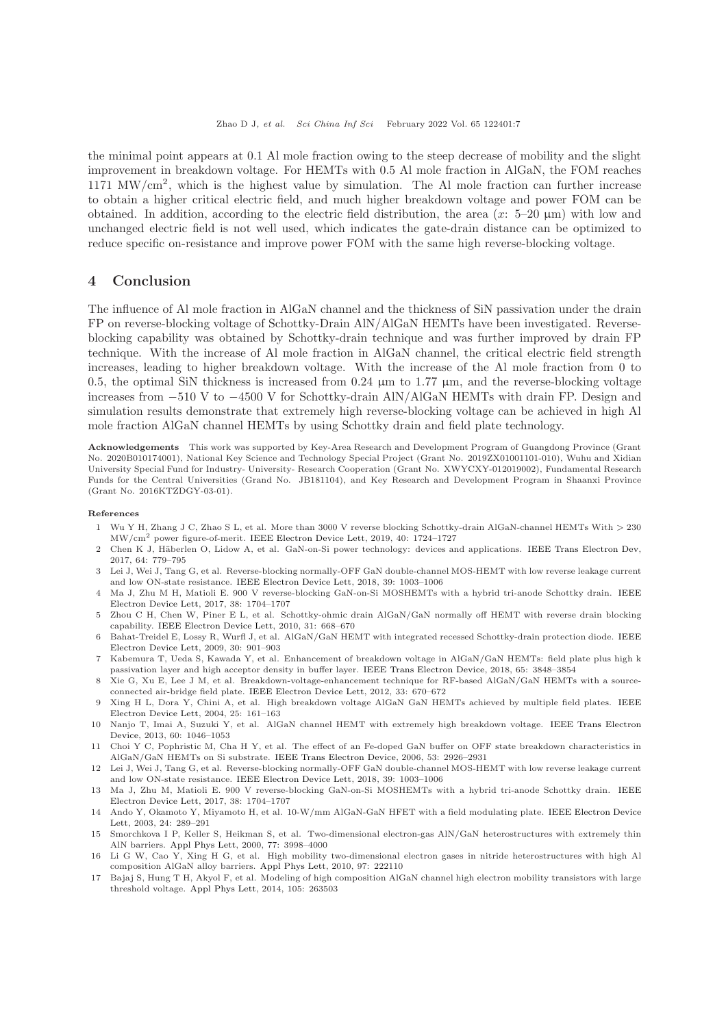the minimal point appears at 0.1 Al mole fraction owing to the steep decrease of mobility and the slight improvement in breakdown voltage. For HEMTs with 0.5 Al mole fraction in AlGaN, the FOM reaches 1171 $MW/cm^2$, which is the highest value by simulation. The Al mole fraction can further increase to obtain a higher critical electric field, and much higher breakdown voltage and power FOM can be obtained. In addition, according to the electric field distribution, the area ($x$: 5–20 μm) with low and unchanged electric field is not well used, which indicates the gate-drain distance can be optimized to reduce specific on-resistance and improve power FOM with the same high reverse-blocking voltage.

## 4 Conclusion

The influence of Al mole fraction in AlGaN channel and the thickness of SiN passivation under the drain FP on reverse-blocking voltage of Schottky-Drain AlN/AlGaN HEMTs have been investigated. Reverse-blocking capability was obtained by Schottky-drain technique and was further improved by drain FP technique. With the increase of Al mole fraction in AlGaN channel, the critical electric field strength increases, leading to higher breakdown voltage. With the increase of the Al mole fraction from 0 to 0.5, the optimal SiN thickness is increased from 0.24 μm to 1.77 μm, and the reverse-blocking voltage increases from −510 V to −4500 V for Schottky-drain AlN/AlGaN HEMTs with drain FP. Design and simulation results demonstrate that extremely high reverse-blocking voltage can be achieved in high Al mole fraction AlGaN channel HEMTs by using Schottky drain and field plate technology.

**Acknowledgements** This work was supported by Key-Area Research and Development Program of Guangdong Province (Grant No. 2020B010174001), National Key Science and Technology Special Project (Grant No. 2019ZX01001101-010), Wuhu and Xidian University Special Fund for Industry- University- Research Cooperation (Grant No. XWYCXY-012019002), Fundamental Research Funds for the Central Universities (Grand No. JB181104), and Key Research and Development Program in Shaanxi Province (Grant No. 2016KTZDGY-03-01).

**References**

1 Wu Y H, Zhang J C, Zhao S L, et al. More than 3000 V reverse blocking Schottky-drain AlGaN-channel HEMTs With > 230 $MW/cm^2$ power figure-of-merit. IEEE Electron Device Lett, 2019, 40: 1724–1727

2 Chen K J, Häberlen O, Lidow A, et al. GaN-on-Si power technology: devices and applications. IEEE Trans Electron Dev, 2017, 64: 779–795

3 Lei J, Wei J, Tang G, et al. Reverse-blocking normally-OFF GaN double-channel MOS-HEMT with low reverse leakage current and low ON-state resistance. IEEE Electron Device Lett, 2018, 39: 1003–1006

4 Ma J, Zhu M H, Matioli E. 900 V reverse-blocking GaN-on-Si MOSHEMTs with a hybrid tri-anode Schottky drain. IEEE Electron Device Lett, 2017, 38: 1704–1707

5 Zhou C H, Chen W, Piner E L, et al. Schottky-ohmic drain AlGaN/GaN normally off HEMT with reverse drain blocking capability. IEEE Electron Device Lett, 2010, 31: 668–670

6 Bahat-Treidel E, Lossy R, Wurfl J, et al. AlGaN/GaN HEMT with integrated recessed Schottky-drain protection diode. IEEE Electron Device Lett, 2009, 30: 901–903

7 Kabemura T, Ueda S, Kawada Y, et al. Enhancement of breakdown voltage in AlGaN/GaN HEMTs: field plate plus high k passivation layer and high acceptor density in buffer layer. IEEE Trans Electron Device, 2018, 65: 3848–3854

8 Xie G, Xu E, Lee J M, et al. Breakdown-voltage-enhancement technique for RF-based AlGaN/GaN HEMTs with a source-connected air-bridge field plate. IEEE Electron Device Lett, 2012, 33: 670–672

9 Xing H L, Dora Y, Chini A, et al. High breakdown voltage AlGaN GaN HEMTs achieved by multiple field plates. IEEE Electron Device Lett, 2004, 25: 161–163

10 Nanjo T, Imai A, Suzuki Y, et al. AlGaN channel HEMT with extremely high breakdown voltage. IEEE Trans Electron Device, 2013, 60: 1046–1053

11 Choi Y C, Pophristic M, Cha H Y, et al. The effect of an Fe-doped GaN buffer on OFF state breakdown characteristics in AlGaN/GaN HEMTs on Si substrate. IEEE Trans Electron Device, 2006, 53: 2926–2931

12 Lei J, Wei J, Tang G, et al. Reverse-blocking normally-OFF GaN double-channel MOS-HEMT with low reverse leakage current and low ON-state resistance. IEEE Electron Device Lett, 2018, 39: 1003–1006

13 Ma J, Zhu M, Matioli E. 900 V reverse-blocking GaN-on-Si MOSHEMTs with a hybrid tri-anode Schottky drain. IEEE Electron Device Lett, 2017, 38: 1704–1707

14 Ando Y, Okamoto Y, Miyamoto H, et al. 10-W/mm AlGaN-GaN HFET with a field modulating plate. IEEE Electron Device Lett, 2003, 24: 289–291

15 Smorchkova I P, Keller S, Heikman S, et al. Two-dimensional electron-gas AlN/GaN heterostructures with extremely thin AlN barriers. Appl Phys Lett, 2000, 77: 3998–4000

16 Li G W, Cao Y, Xing H G, et al. High mobility two-dimensional electron gases in nitride heterostructures with high Al composition AlGaN alloy barriers. Appl Phys Lett, 2010, 97: 222110

17 Bajaj S, Hung T H, Akyol F, et al. Modeling of high composition AlGaN channel high electron mobility transistors with large threshold voltage. Appl Phys Lett, 2014, 105: 263503